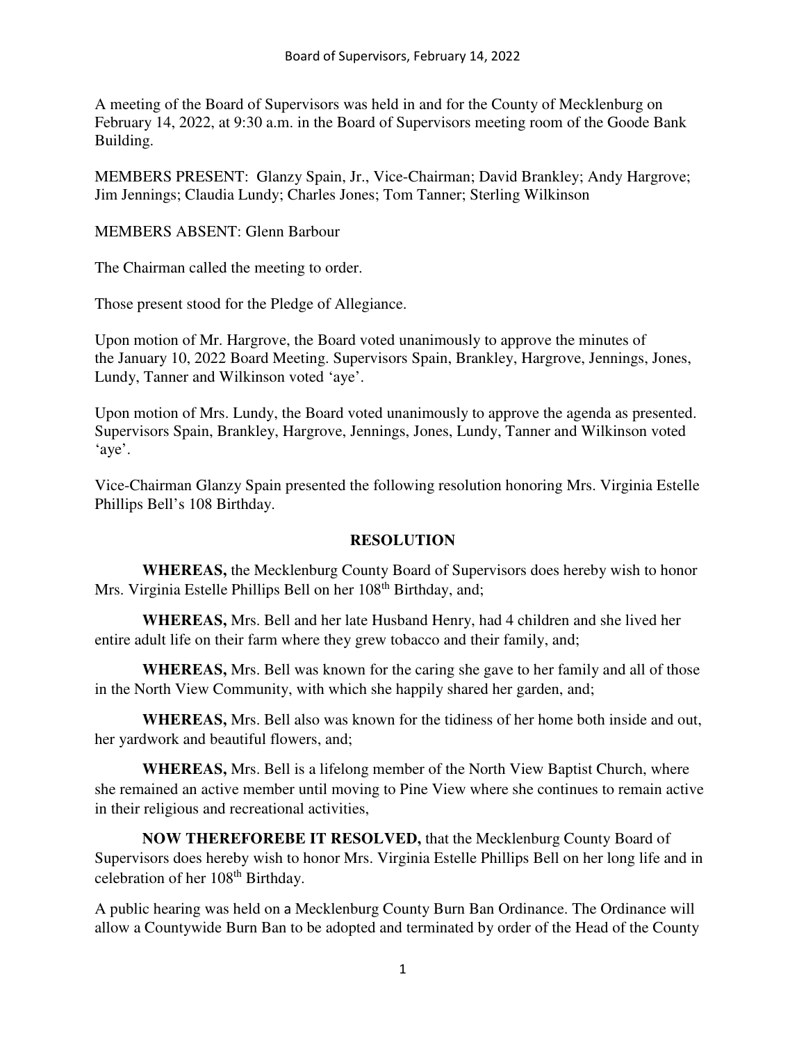A meeting of the Board of Supervisors was held in and for the County of Mecklenburg on February 14, 2022, at 9:30 a.m. in the Board of Supervisors meeting room of the Goode Bank Building.

MEMBERS PRESENT: Glanzy Spain, Jr., Vice-Chairman; David Brankley; Andy Hargrove; Jim Jennings; Claudia Lundy; Charles Jones; Tom Tanner; Sterling Wilkinson

MEMBERS ABSENT: Glenn Barbour

The Chairman called the meeting to order.

Those present stood for the Pledge of Allegiance.

Upon motion of Mr. Hargrove, the Board voted unanimously to approve the minutes of the January 10, 2022 Board Meeting. Supervisors Spain, Brankley, Hargrove, Jennings, Jones, Lundy, Tanner and Wilkinson voted 'aye'.

Upon motion of Mrs. Lundy, the Board voted unanimously to approve the agenda as presented. Supervisors Spain, Brankley, Hargrove, Jennings, Jones, Lundy, Tanner and Wilkinson voted 'aye'.

Vice-Chairman Glanzy Spain presented the following resolution honoring Mrs. Virginia Estelle Phillips Bell's 108 Birthday.

## RESOLUTION

**WHEREAS,** the Mecklenburg County Board of Supervisors does hereby wish to honor Mrs. Virginia Estelle Phillips Bell on her 108th Birthday, and;

**WHEREAS,** Mrs. Bell and her late Husband Henry, had 4 children and she lived her entire adult life on their farm where they grew tobacco and their family, and;

**WHEREAS,** Mrs. Bell was known for the caring she gave to her family and all of those in the North View Community, with which she happily shared her garden, and;

**WHEREAS,** Mrs. Bell also was known for the tidiness of her home both inside and out, her yardwork and beautiful flowers, and;

**WHEREAS,** Mrs. Bell is a lifelong member of the North View Baptist Church, where she remained an active member until moving to Pine View where she continues to remain active in their religious and recreational activities,

**NOW THEREFOREBE IT RESOLVED,** that the Mecklenburg County Board of Supervisors does hereby wish to honor Mrs. Virginia Estelle Phillips Bell on her long life and in celebration of her 108th Birthday.

A public hearing was held on a Mecklenburg County Burn Ban Ordinance. The Ordinance will allow a Countywide Burn Ban to be adopted and terminated by order of the Head of the County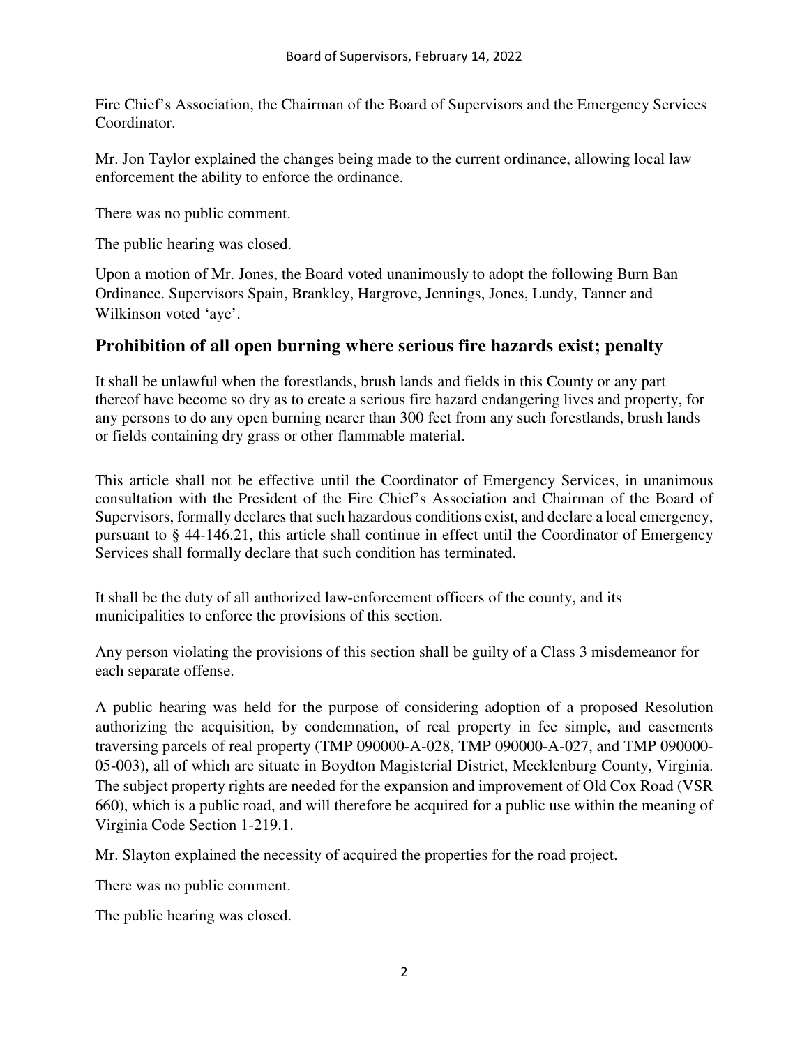Fire Chief's Association, the Chairman of the Board of Supervisors and the Emergency Services Coordinator.

Mr. Jon Taylor explained the changes being made to the current ordinance, allowing local law enforcement the ability to enforce the ordinance.

There was no public comment.

The public hearing was closed.

Upon a motion of Mr. Jones, the Board voted unanimously to adopt the following Burn Ban Ordinance. Supervisors Spain, Brankley, Hargrove, Jennings, Jones, Lundy, Tanner and Wilkinson voted 'aye'.

## Prohibition of all open burning where serious fire hazards exist; penalty

It shall be unlawful when the forestlands, brush lands and fields in this County or any part thereof have become so dry as to create a serious fire hazard endangering lives and property, for any persons to do any open burning nearer than 300 feet from any such forestlands, brush lands or fields containing dry grass or other flammable material.

This article shall not be effective until the Coordinator of Emergency Services, in unanimous consultation with the President of the Fire Chief's Association and Chairman of the Board of Supervisors, formally declares that such hazardous conditions exist, and declare a local emergency, pursuant to § 44-146.21, this article shall continue in effect until the Coordinator of Emergency Services shall formally declare that such condition has terminated.

It shall be the duty of all authorized law-enforcement officers of the county, and its municipalities to enforce the provisions of this section.

Any person violating the provisions of this section shall be guilty of a Class 3 misdemeanor for each separate offense.

A public hearing was held for the purpose of considering adoption of a proposed Resolution authorizing the acquisition, by condemnation, of real property in fee simple, and easements traversing parcels of real property (TMP 090000-A-028, TMP 090000-A-027, and TMP 090000-05-003), all of which are situate in Boydton Magisterial District, Mecklenburg County, Virginia. The subject property rights are needed for the expansion and improvement of Old Cox Road (VSR 660), which is a public road, and will therefore be acquired for a public use within the meaning of Virginia Code Section 1-219.1.

Mr. Slayton explained the necessity of acquired the properties for the road project.

There was no public comment.

The public hearing was closed.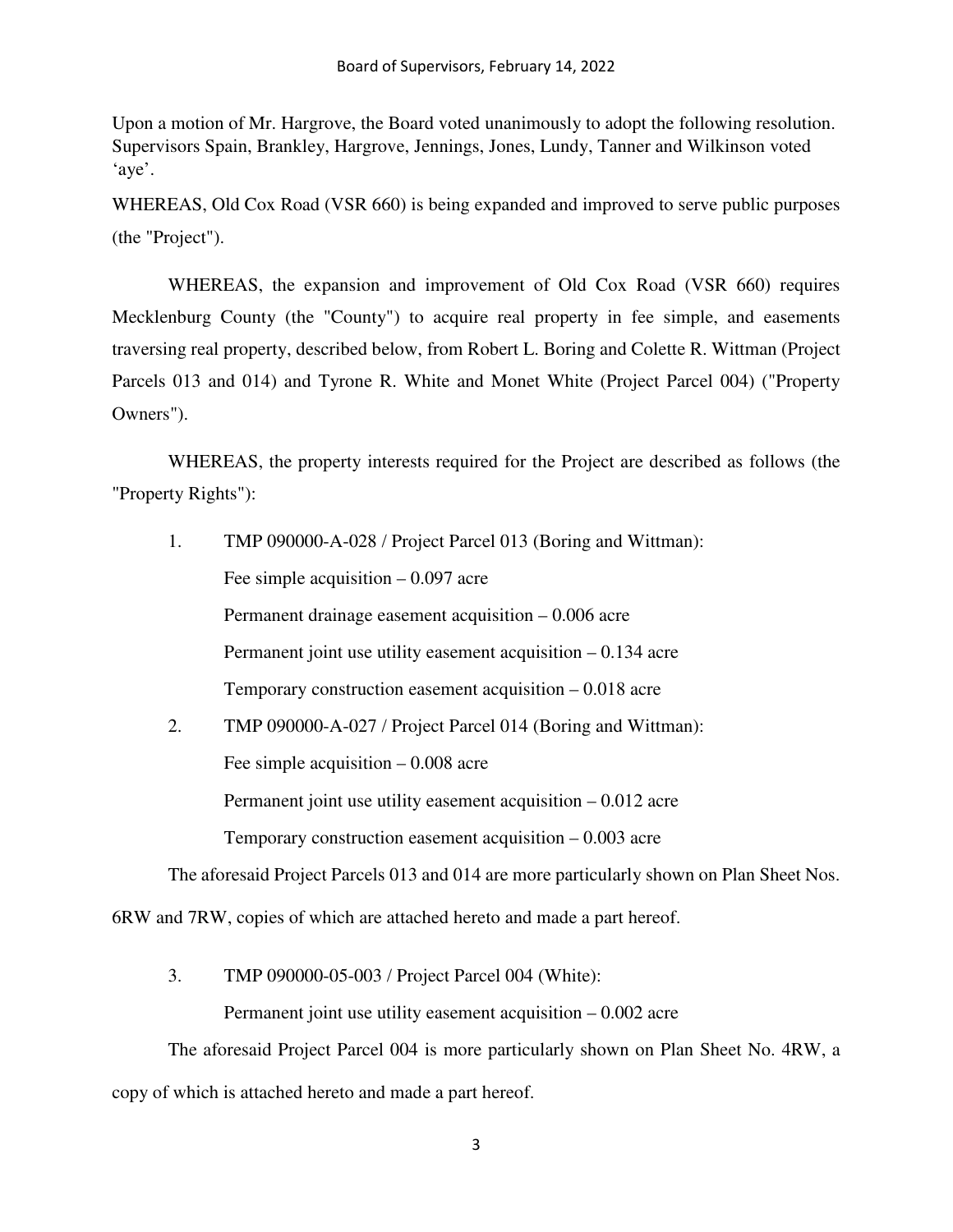Upon a motion of Mr. Hargrove, the Board voted unanimously to adopt the following resolution. Supervisors Spain, Brankley, Hargrove, Jennings, Jones, Lundy, Tanner and Wilkinson voted 'aye'.

WHEREAS, Old Cox Road (VSR 660) is being expanded and improved to serve public purposes (the "Project").

WHEREAS, the expansion and improvement of Old Cox Road (VSR 660) requires Mecklenburg County (the "County") to acquire real property in fee simple, and easements traversing real property, described below, from Robert L. Boring and Colette R. Wittman (Project Parcels 013 and 014) and Tyrone R. White and Monet White (Project Parcel 004) ("Property Owners").

WHEREAS, the property interests required for the Project are described as follows (the "Property Rights"):

1. TMP 090000-A-028 / Project Parcel 013 (Boring and Wittman):

   Fee simple acquisition – 0.097 acre

   Permanent drainage easement acquisition – 0.006 acre

   Permanent joint use utility easement acquisition – 0.134 acre

   Temporary construction easement acquisition – 0.018 acre

2. TMP 090000-A-027 / Project Parcel 014 (Boring and Wittman):

   Fee simple acquisition – 0.008 acre

   Permanent joint use utility easement acquisition – 0.012 acre

   Temporary construction easement acquisition – 0.003 acre

The aforesaid Project Parcels 013 and 014 are more particularly shown on Plan Sheet Nos. 6RW and 7RW, copies of which are attached hereto and made a part hereof.

3. TMP 090000-05-003 / Project Parcel 004 (White):

   Permanent joint use utility easement acquisition – 0.002 acre

The aforesaid Project Parcel 004 is more particularly shown on Plan Sheet No. 4RW, a copy of which is attached hereto and made a part hereof.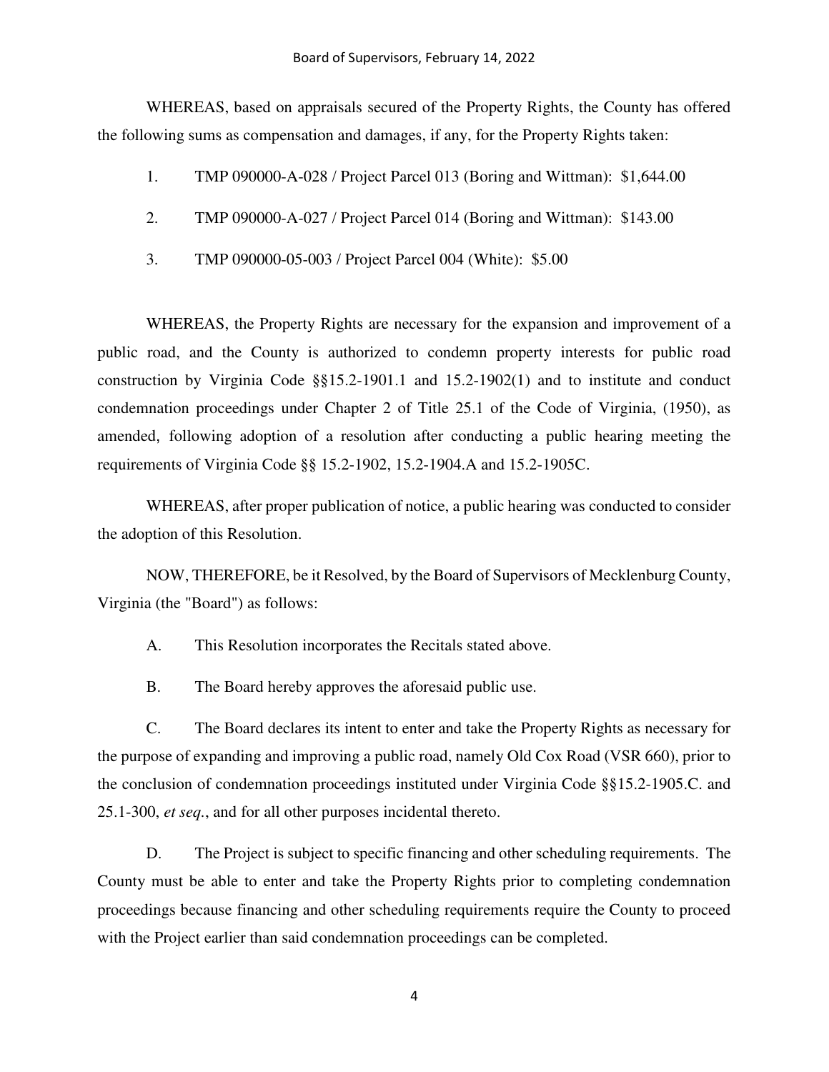WHEREAS, based on appraisals secured of the Property Rights, the County has offered the following sums as compensation and damages, if any, for the Property Rights taken:

1. TMP 090000-A-028 / Project Parcel 013 (Boring and Wittman): $1,644.00

2. TMP 090000-A-027 / Project Parcel 014 (Boring and Wittman): $143.00

3. TMP 090000-05-003 / Project Parcel 004 (White): $5.00

WHEREAS, the Property Rights are necessary for the expansion and improvement of a public road, and the County is authorized to condemn property interests for public road construction by Virginia Code §§15.2-1901.1 and 15.2-1902(1) and to institute and conduct condemnation proceedings under Chapter 2 of Title 25.1 of the Code of Virginia, (1950), as amended, following adoption of a resolution after conducting a public hearing meeting the requirements of Virginia Code §§ 15.2-1902, 15.2-1904.A and 15.2-1905C.

WHEREAS, after proper publication of notice, a public hearing was conducted to consider the adoption of this Resolution.

NOW, THEREFORE, be it Resolved, by the Board of Supervisors of Mecklenburg County, Virginia (the "Board") as follows:

A. This Resolution incorporates the Recitals stated above.

B. The Board hereby approves the aforesaid public use.

C. The Board declares its intent to enter and take the Property Rights as necessary for the purpose of expanding and improving a public road, namely Old Cox Road (VSR 660), prior to the conclusion of condemnation proceedings instituted under Virginia Code §§15.2-1905.C. and 25.1-300, *et seq.*, and for all other purposes incidental thereto.

D. The Project is subject to specific financing and other scheduling requirements. The County must be able to enter and take the Property Rights prior to completing condemnation proceedings because financing and other scheduling requirements require the County to proceed with the Project earlier than said condemnation proceedings can be completed.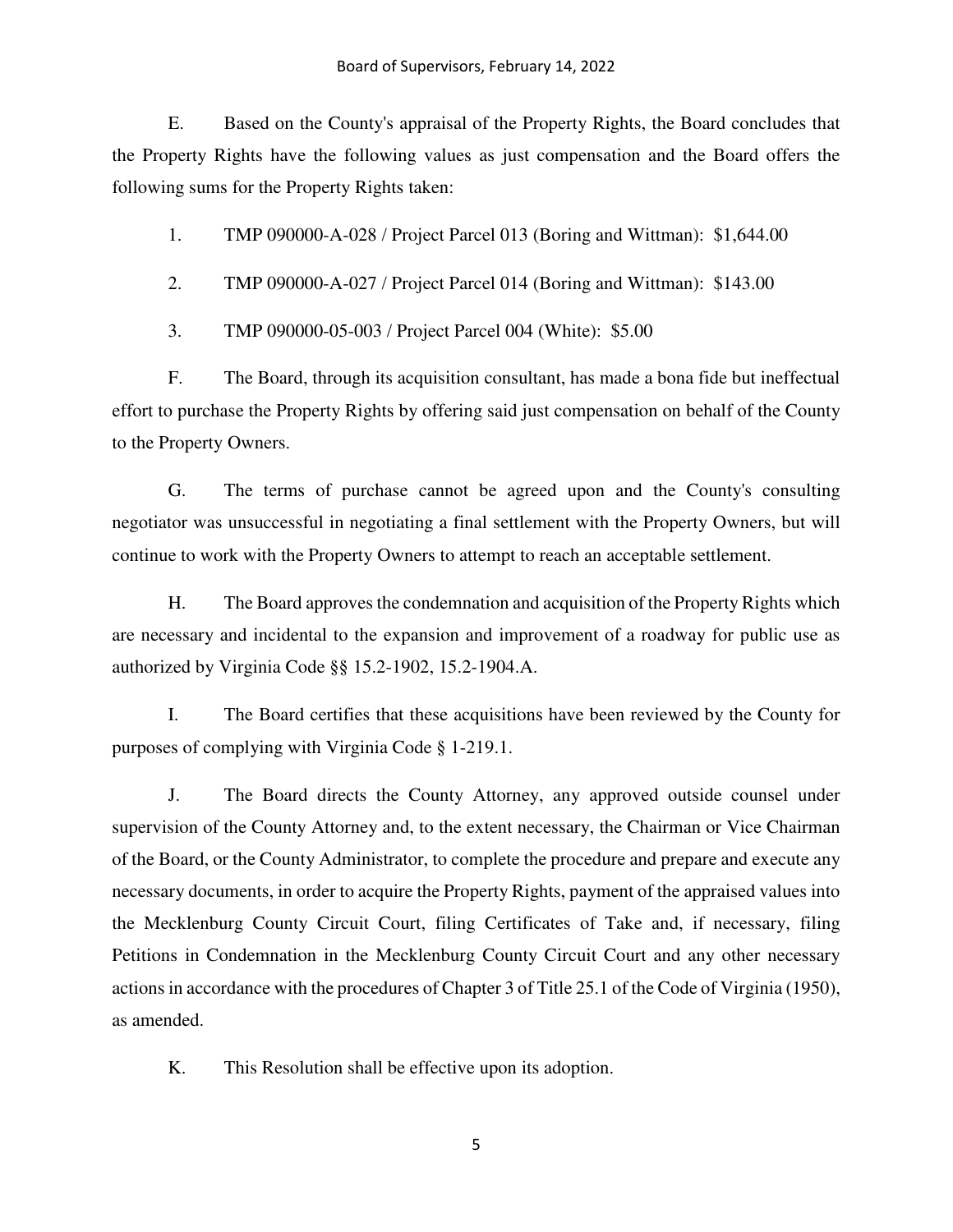E. Based on the County's appraisal of the Property Rights, the Board concludes that the Property Rights have the following values as just compensation and the Board offers the following sums for the Property Rights taken:

1. TMP 090000-A-028 / Project Parcel 013 (Boring and Wittman): $1,644.00

2. TMP 090000-A-027 / Project Parcel 014 (Boring and Wittman): $143.00

3. TMP 090000-05-003 / Project Parcel 004 (White): $5.00

F. The Board, through its acquisition consultant, has made a bona fide but ineffectual effort to purchase the Property Rights by offering said just compensation on behalf of the County to the Property Owners.

G. The terms of purchase cannot be agreed upon and the County's consulting negotiator was unsuccessful in negotiating a final settlement with the Property Owners, but will continue to work with the Property Owners to attempt to reach an acceptable settlement.

H. The Board approves the condemnation and acquisition of the Property Rights which are necessary and incidental to the expansion and improvement of a roadway for public use as authorized by Virginia Code §§ 15.2-1902, 15.2-1904.A.

I. The Board certifies that these acquisitions have been reviewed by the County for purposes of complying with Virginia Code § 1-219.1.

J. The Board directs the County Attorney, any approved outside counsel under supervision of the County Attorney and, to the extent necessary, the Chairman or Vice Chairman of the Board, or the County Administrator, to complete the procedure and prepare and execute any necessary documents, in order to acquire the Property Rights, payment of the appraised values into the Mecklenburg County Circuit Court, filing Certificates of Take and, if necessary, filing Petitions in Condemnation in the Mecklenburg County Circuit Court and any other necessary actions in accordance with the procedures of Chapter 3 of Title 25.1 of the Code of Virginia (1950), as amended.

K. This Resolution shall be effective upon its adoption.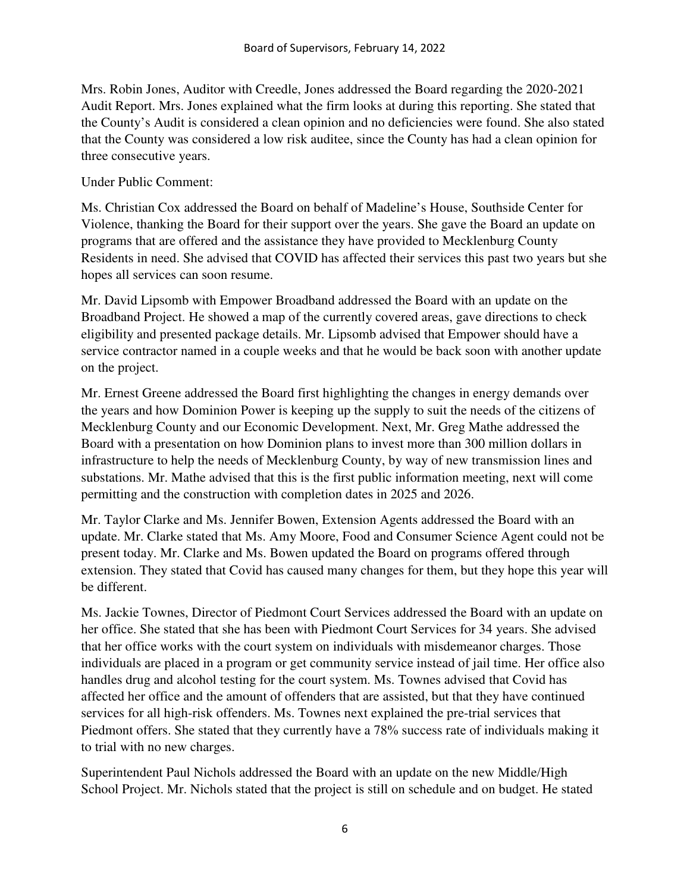Mrs. Robin Jones, Auditor with Creedle, Jones addressed the Board regarding the 2020-2021 Audit Report. Mrs. Jones explained what the firm looks at during this reporting. She stated that the County's Audit is considered a clean opinion and no deficiencies were found. She also stated that the County was considered a low risk auditee, since the County has had a clean opinion for three consecutive years.

Under Public Comment:

Ms. Christian Cox addressed the Board on behalf of Madeline's House, Southside Center for Violence, thanking the Board for their support over the years. She gave the Board an update on programs that are offered and the assistance they have provided to Mecklenburg County Residents in need. She advised that COVID has affected their services this past two years but she hopes all services can soon resume.

Mr. David Lipsomb with Empower Broadband addressed the Board with an update on the Broadband Project. He showed a map of the currently covered areas, gave directions to check eligibility and presented package details. Mr. Lipsomb advised that Empower should have a service contractor named in a couple weeks and that he would be back soon with another update on the project.

Mr. Ernest Greene addressed the Board first highlighting the changes in energy demands over the years and how Dominion Power is keeping up the supply to suit the needs of the citizens of Mecklenburg County and our Economic Development. Next, Mr. Greg Mathe addressed the Board with a presentation on how Dominion plans to invest more than 300 million dollars in infrastructure to help the needs of Mecklenburg County, by way of new transmission lines and substations. Mr. Mathe advised that this is the first public information meeting, next will come permitting and the construction with completion dates in 2025 and 2026.

Mr. Taylor Clarke and Ms. Jennifer Bowen, Extension Agents addressed the Board with an update. Mr. Clarke stated that Ms. Amy Moore, Food and Consumer Science Agent could not be present today. Mr. Clarke and Ms. Bowen updated the Board on programs offered through extension. They stated that Covid has caused many changes for them, but they hope this year will be different.

Ms. Jackie Townes, Director of Piedmont Court Services addressed the Board with an update on her office. She stated that she has been with Piedmont Court Services for 34 years. She advised that her office works with the court system on individuals with misdemeanor charges. Those individuals are placed in a program or get community service instead of jail time. Her office also handles drug and alcohol testing for the court system. Ms. Townes advised that Covid has affected her office and the amount of offenders that are assisted, but that they have continued services for all high-risk offenders. Ms. Townes next explained the pre-trial services that Piedmont offers. She stated that they currently have a 78% success rate of individuals making it to trial with no new charges.

Superintendent Paul Nichols addressed the Board with an update on the new Middle/High School Project. Mr. Nichols stated that the project is still on schedule and on budget. He stated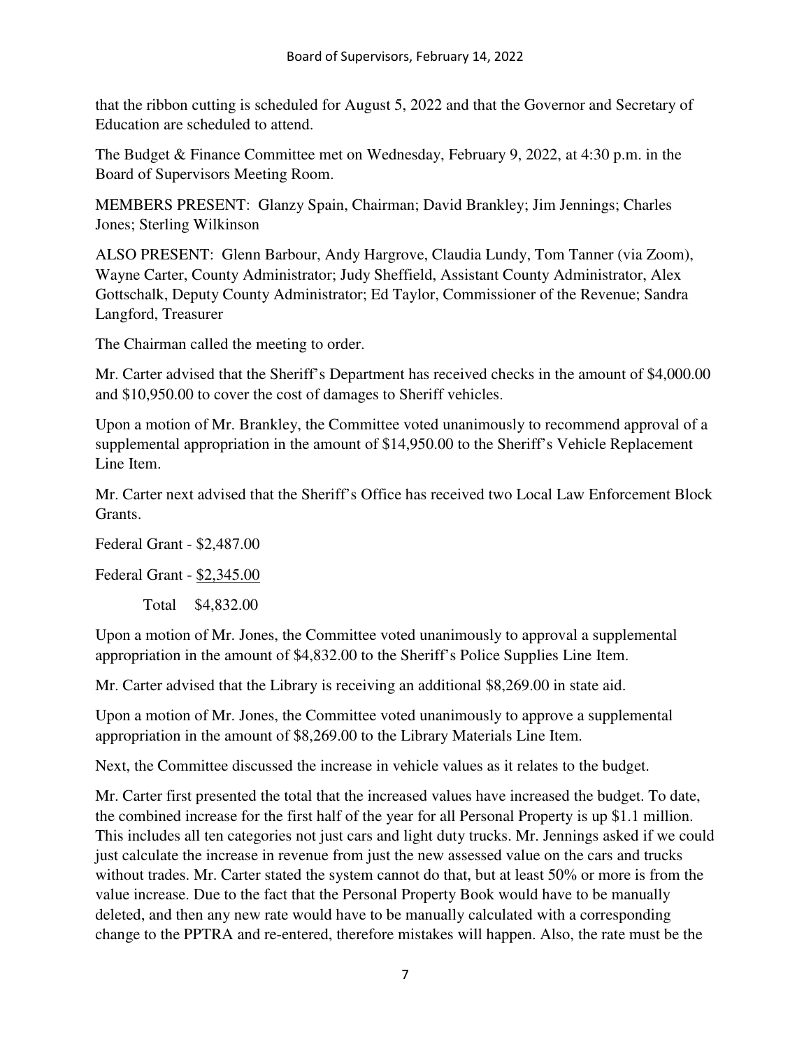that the ribbon cutting is scheduled for August 5, 2022 and that the Governor and Secretary of Education are scheduled to attend.

The Budget & Finance Committee met on Wednesday, February 9, 2022, at 4:30 p.m. in the Board of Supervisors Meeting Room.

MEMBERS PRESENT: Glanzy Spain, Chairman; David Brankley; Jim Jennings; Charles Jones; Sterling Wilkinson

ALSO PRESENT: Glenn Barbour, Andy Hargrove, Claudia Lundy, Tom Tanner (via Zoom), Wayne Carter, County Administrator; Judy Sheffield, Assistant County Administrator, Alex Gottschalk, Deputy County Administrator; Ed Taylor, Commissioner of the Revenue; Sandra Langford, Treasurer

The Chairman called the meeting to order.

Mr. Carter advised that the Sheriff's Department has received checks in the amount of $4,000.00 and $10,950.00 to cover the cost of damages to Sheriff vehicles.

Upon a motion of Mr. Brankley, the Committee voted unanimously to recommend approval of a supplemental appropriation in the amount of $14,950.00 to the Sheriff's Vehicle Replacement Line Item.

Mr. Carter next advised that the Sheriff's Office has received two Local Law Enforcement Block Grants.

Federal Grant - $2,487.00

Federal Grant - <u>$2,345.00</u>

Total $4,832.00

Upon a motion of Mr. Jones, the Committee voted unanimously to approval a supplemental appropriation in the amount of $4,832.00 to the Sheriff's Police Supplies Line Item.

Mr. Carter advised that the Library is receiving an additional $8,269.00 in state aid.

Upon a motion of Mr. Jones, the Committee voted unanimously to approve a supplemental appropriation in the amount of $8,269.00 to the Library Materials Line Item.

Next, the Committee discussed the increase in vehicle values as it relates to the budget.

Mr. Carter first presented the total that the increased values have increased the budget. To date, the combined increase for the first half of the year for all Personal Property is up $1.1 million. This includes all ten categories not just cars and light duty trucks. Mr. Jennings asked if we could just calculate the increase in revenue from just the new assessed value on the cars and trucks without trades. Mr. Carter stated the system cannot do that, but at least 50% or more is from the value increase. Due to the fact that the Personal Property Book would have to be manually deleted, and then any new rate would have to be manually calculated with a corresponding change to the PPTRA and re-entered, therefore mistakes will happen. Also, the rate must be the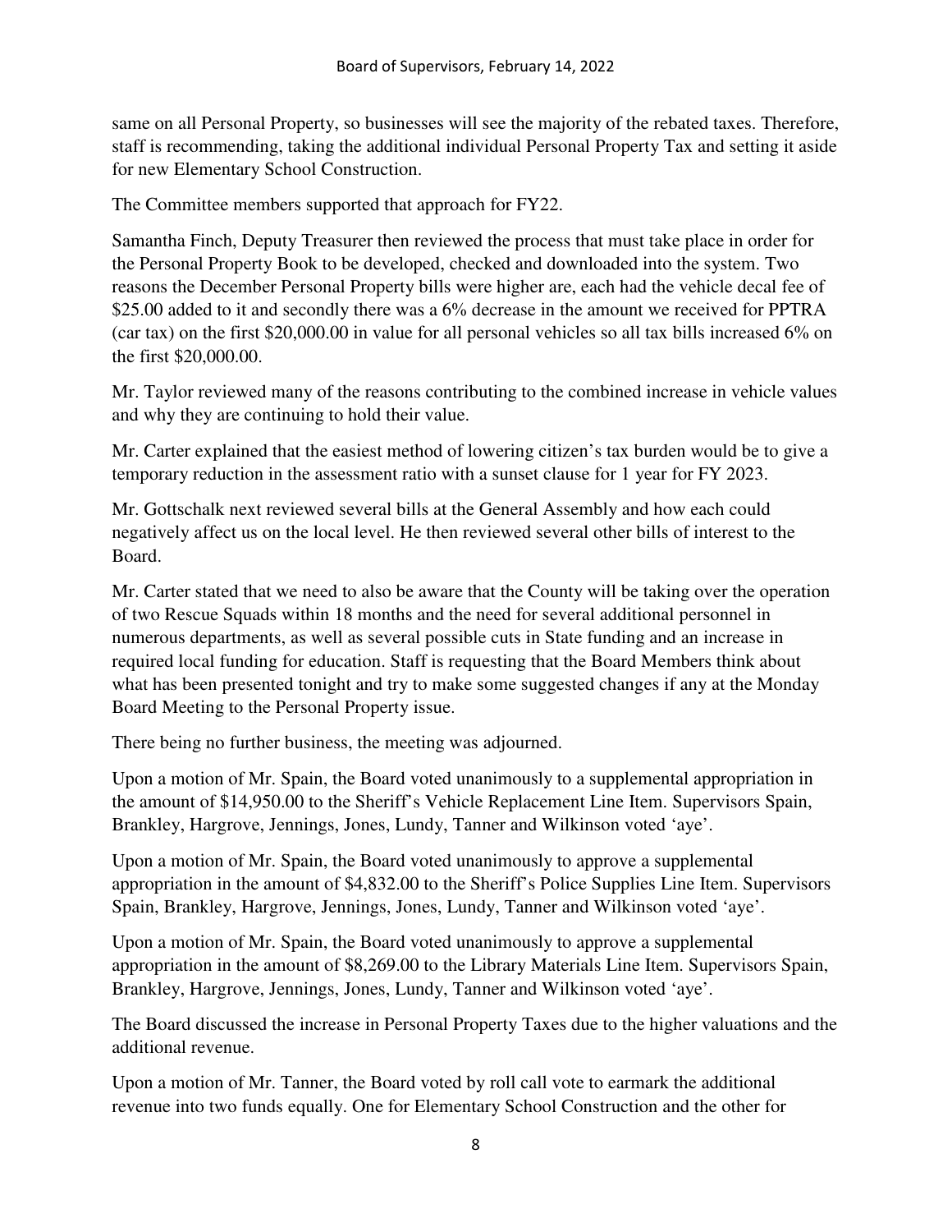same on all Personal Property, so businesses will see the majority of the rebated taxes. Therefore, staff is recommending, taking the additional individual Personal Property Tax and setting it aside for new Elementary School Construction.

The Committee members supported that approach for FY22.

Samantha Finch, Deputy Treasurer then reviewed the process that must take place in order for the Personal Property Book to be developed, checked and downloaded into the system. Two reasons the December Personal Property bills were higher are, each had the vehicle decal fee of $25.00 added to it and secondly there was a 6% decrease in the amount we received for PPTRA (car tax) on the first $20,000.00 in value for all personal vehicles so all tax bills increased 6% on the first $20,000.00.

Mr. Taylor reviewed many of the reasons contributing to the combined increase in vehicle values and why they are continuing to hold their value.

Mr. Carter explained that the easiest method of lowering citizen's tax burden would be to give a temporary reduction in the assessment ratio with a sunset clause for 1 year for FY 2023.

Mr. Gottschalk next reviewed several bills at the General Assembly and how each could negatively affect us on the local level. He then reviewed several other bills of interest to the Board.

Mr. Carter stated that we need to also be aware that the County will be taking over the operation of two Rescue Squads within 18 months and the need for several additional personnel in numerous departments, as well as several possible cuts in State funding and an increase in required local funding for education. Staff is requesting that the Board Members think about what has been presented tonight and try to make some suggested changes if any at the Monday Board Meeting to the Personal Property issue.

There being no further business, the meeting was adjourned.

Upon a motion of Mr. Spain, the Board voted unanimously to a supplemental appropriation in the amount of $14,950.00 to the Sheriff's Vehicle Replacement Line Item. Supervisors Spain, Brankley, Hargrove, Jennings, Jones, Lundy, Tanner and Wilkinson voted 'aye'.

Upon a motion of Mr. Spain, the Board voted unanimously to approve a supplemental appropriation in the amount of $4,832.00 to the Sheriff's Police Supplies Line Item. Supervisors Spain, Brankley, Hargrove, Jennings, Jones, Lundy, Tanner and Wilkinson voted 'aye'.

Upon a motion of Mr. Spain, the Board voted unanimously to approve a supplemental appropriation in the amount of $8,269.00 to the Library Materials Line Item. Supervisors Spain, Brankley, Hargrove, Jennings, Jones, Lundy, Tanner and Wilkinson voted 'aye'.

The Board discussed the increase in Personal Property Taxes due to the higher valuations and the additional revenue.

Upon a motion of Mr. Tanner, the Board voted by roll call vote to earmark the additional revenue into two funds equally. One for Elementary School Construction and the other for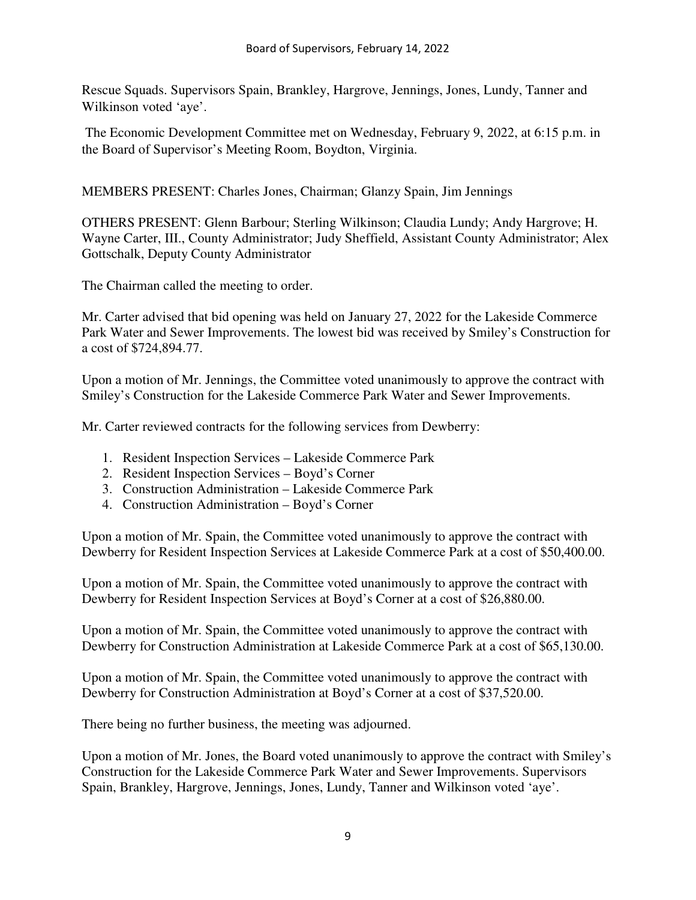Rescue Squads. Supervisors Spain, Brankley, Hargrove, Jennings, Jones, Lundy, Tanner and Wilkinson voted 'aye'.

The Economic Development Committee met on Wednesday, February 9, 2022, at 6:15 p.m. in the Board of Supervisor's Meeting Room, Boydton, Virginia.

MEMBERS PRESENT: Charles Jones, Chairman; Glanzy Spain, Jim Jennings

OTHERS PRESENT: Glenn Barbour; Sterling Wilkinson; Claudia Lundy; Andy Hargrove; H. Wayne Carter, III., County Administrator; Judy Sheffield, Assistant County Administrator; Alex Gottschalk, Deputy County Administrator

The Chairman called the meeting to order.

Mr. Carter advised that bid opening was held on January 27, 2022 for the Lakeside Commerce Park Water and Sewer Improvements. The lowest bid was received by Smiley's Construction for a cost of $724,894.77.

Upon a motion of Mr. Jennings, the Committee voted unanimously to approve the contract with Smiley's Construction for the Lakeside Commerce Park Water and Sewer Improvements.

Mr. Carter reviewed contracts for the following services from Dewberry:

1. Resident Inspection Services – Lakeside Commerce Park
2. Resident Inspection Services – Boyd's Corner
3. Construction Administration – Lakeside Commerce Park
4. Construction Administration – Boyd's Corner

Upon a motion of Mr. Spain, the Committee voted unanimously to approve the contract with Dewberry for Resident Inspection Services at Lakeside Commerce Park at a cost of $50,400.00.

Upon a motion of Mr. Spain, the Committee voted unanimously to approve the contract with Dewberry for Resident Inspection Services at Boyd's Corner at a cost of $26,880.00.

Upon a motion of Mr. Spain, the Committee voted unanimously to approve the contract with Dewberry for Construction Administration at Lakeside Commerce Park at a cost of $65,130.00.

Upon a motion of Mr. Spain, the Committee voted unanimously to approve the contract with Dewberry for Construction Administration at Boyd's Corner at a cost of $37,520.00.

There being no further business, the meeting was adjourned.

Upon a motion of Mr. Jones, the Board voted unanimously to approve the contract with Smiley's Construction for the Lakeside Commerce Park Water and Sewer Improvements. Supervisors Spain, Brankley, Hargrove, Jennings, Jones, Lundy, Tanner and Wilkinson voted 'aye'.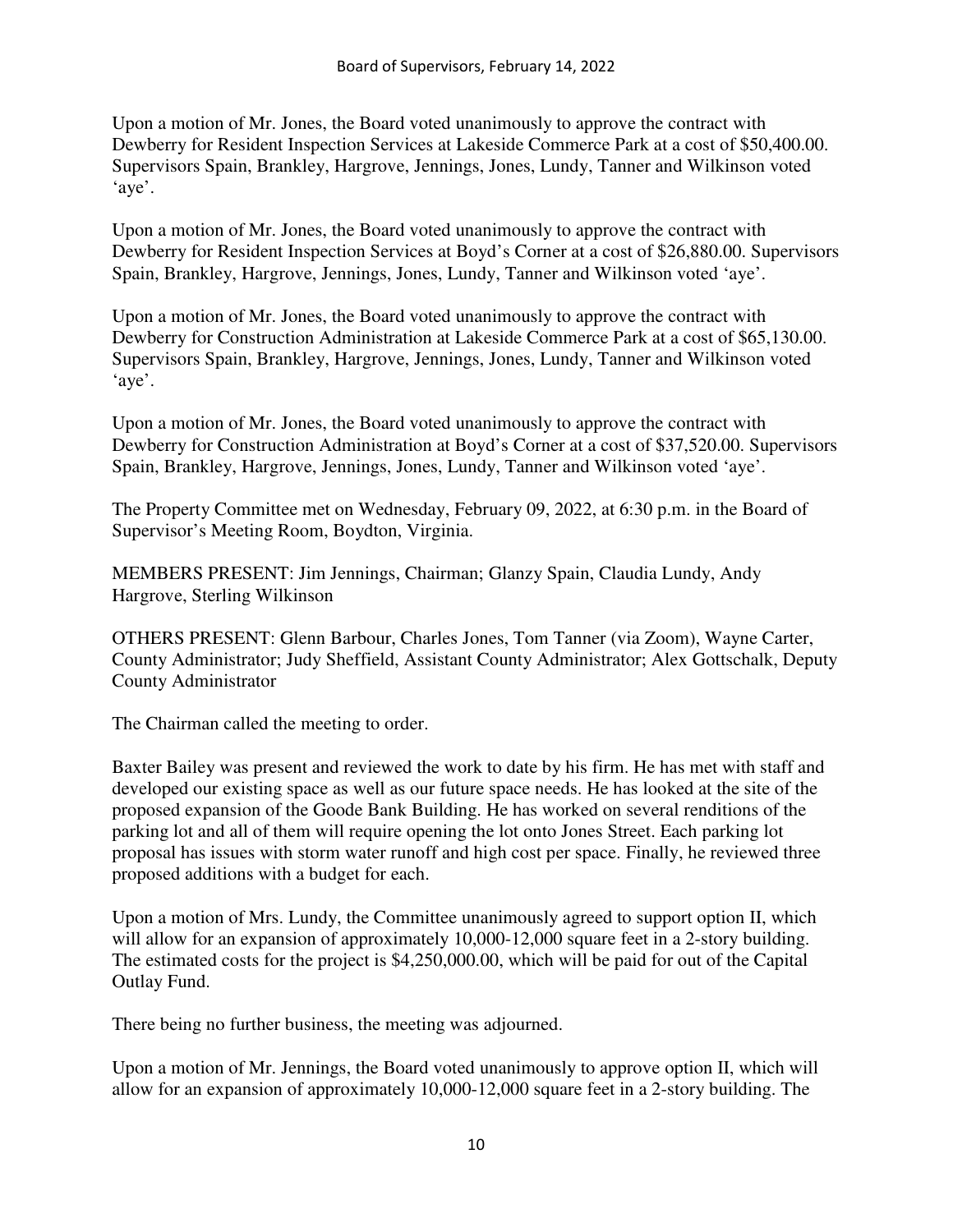Upon a motion of Mr. Jones, the Board voted unanimously to approve the contract with Dewberry for Resident Inspection Services at Lakeside Commerce Park at a cost of $50,400.00. Supervisors Spain, Brankley, Hargrove, Jennings, Jones, Lundy, Tanner and Wilkinson voted 'aye'.

Upon a motion of Mr. Jones, the Board voted unanimously to approve the contract with Dewberry for Resident Inspection Services at Boyd's Corner at a cost of $26,880.00. Supervisors Spain, Brankley, Hargrove, Jennings, Jones, Lundy, Tanner and Wilkinson voted 'aye'.

Upon a motion of Mr. Jones, the Board voted unanimously to approve the contract with Dewberry for Construction Administration at Lakeside Commerce Park at a cost of $65,130.00. Supervisors Spain, Brankley, Hargrove, Jennings, Jones, Lundy, Tanner and Wilkinson voted 'aye'.

Upon a motion of Mr. Jones, the Board voted unanimously to approve the contract with Dewberry for Construction Administration at Boyd's Corner at a cost of $37,520.00. Supervisors Spain, Brankley, Hargrove, Jennings, Jones, Lundy, Tanner and Wilkinson voted 'aye'.

The Property Committee met on Wednesday, February 09, 2022, at 6:30 p.m. in the Board of Supervisor's Meeting Room, Boydton, Virginia.

MEMBERS PRESENT: Jim Jennings, Chairman; Glanzy Spain, Claudia Lundy, Andy Hargrove, Sterling Wilkinson

OTHERS PRESENT: Glenn Barbour, Charles Jones, Tom Tanner (via Zoom), Wayne Carter, County Administrator; Judy Sheffield, Assistant County Administrator; Alex Gottschalk, Deputy County Administrator

The Chairman called the meeting to order.

Baxter Bailey was present and reviewed the work to date by his firm. He has met with staff and developed our existing space as well as our future space needs. He has looked at the site of the proposed expansion of the Goode Bank Building. He has worked on several renditions of the parking lot and all of them will require opening the lot onto Jones Street. Each parking lot proposal has issues with storm water runoff and high cost per space. Finally, he reviewed three proposed additions with a budget for each.

Upon a motion of Mrs. Lundy, the Committee unanimously agreed to support option II, which will allow for an expansion of approximately 10,000-12,000 square feet in a 2-story building. The estimated costs for the project is $4,250,000.00, which will be paid for out of the Capital Outlay Fund.

There being no further business, the meeting was adjourned.

Upon a motion of Mr. Jennings, the Board voted unanimously to approve option II, which will allow for an expansion of approximately 10,000-12,000 square feet in a 2-story building. The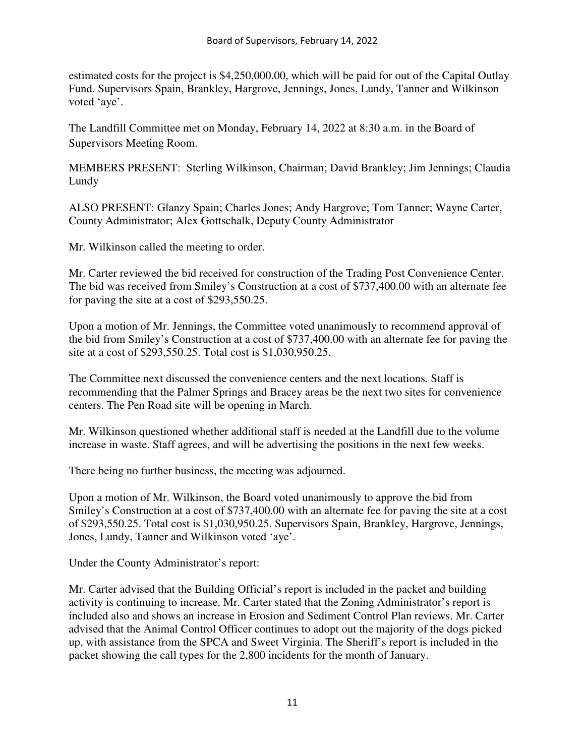estimated costs for the project is $4,250,000.00, which will be paid for out of the Capital Outlay Fund. Supervisors Spain, Brankley, Hargrove, Jennings, Jones, Lundy, Tanner and Wilkinson voted 'aye'.

The Landfill Committee met on Monday, February 14, 2022 at 8:30 a.m. in the Board of Supervisors Meeting Room.

MEMBERS PRESENT: Sterling Wilkinson, Chairman; David Brankley; Jim Jennings; Claudia Lundy

ALSO PRESENT: Glanzy Spain; Charles Jones; Andy Hargrove; Tom Tanner; Wayne Carter, County Administrator; Alex Gottschalk, Deputy County Administrator

Mr. Wilkinson called the meeting to order.

Mr. Carter reviewed the bid received for construction of the Trading Post Convenience Center. The bid was received from Smiley's Construction at a cost of $737,400.00 with an alternate fee for paving the site at a cost of $293,550.25.

Upon a motion of Mr. Jennings, the Committee voted unanimously to recommend approval of the bid from Smiley's Construction at a cost of $737,400.00 with an alternate fee for paving the site at a cost of $293,550.25. Total cost is $1,030,950.25.

The Committee next discussed the convenience centers and the next locations. Staff is recommending that the Palmer Springs and Bracey areas be the next two sites for convenience centers. The Pen Road site will be opening in March.

Mr. Wilkinson questioned whether additional staff is needed at the Landfill due to the volume increase in waste. Staff agrees, and will be advertising the positions in the next few weeks.

There being no further business, the meeting was adjourned.

Upon a motion of Mr. Wilkinson, the Board voted unanimously to approve the bid from Smiley's Construction at a cost of $737,400.00 with an alternate fee for paving the site at a cost of $293,550.25. Total cost is $1,030,950.25. Supervisors Spain, Brankley, Hargrove, Jennings, Jones, Lundy, Tanner and Wilkinson voted 'aye'.

Under the County Administrator's report:

Mr. Carter advised that the Building Official's report is included in the packet and building activity is continuing to increase. Mr. Carter stated that the Zoning Administrator's report is included also and shows an increase in Erosion and Sediment Control Plan reviews. Mr. Carter advised that the Animal Control Officer continues to adopt out the majority of the dogs picked up, with assistance from the SPCA and Sweet Virginia. The Sheriff's report is included in the packet showing the call types for the 2,800 incidents for the month of January.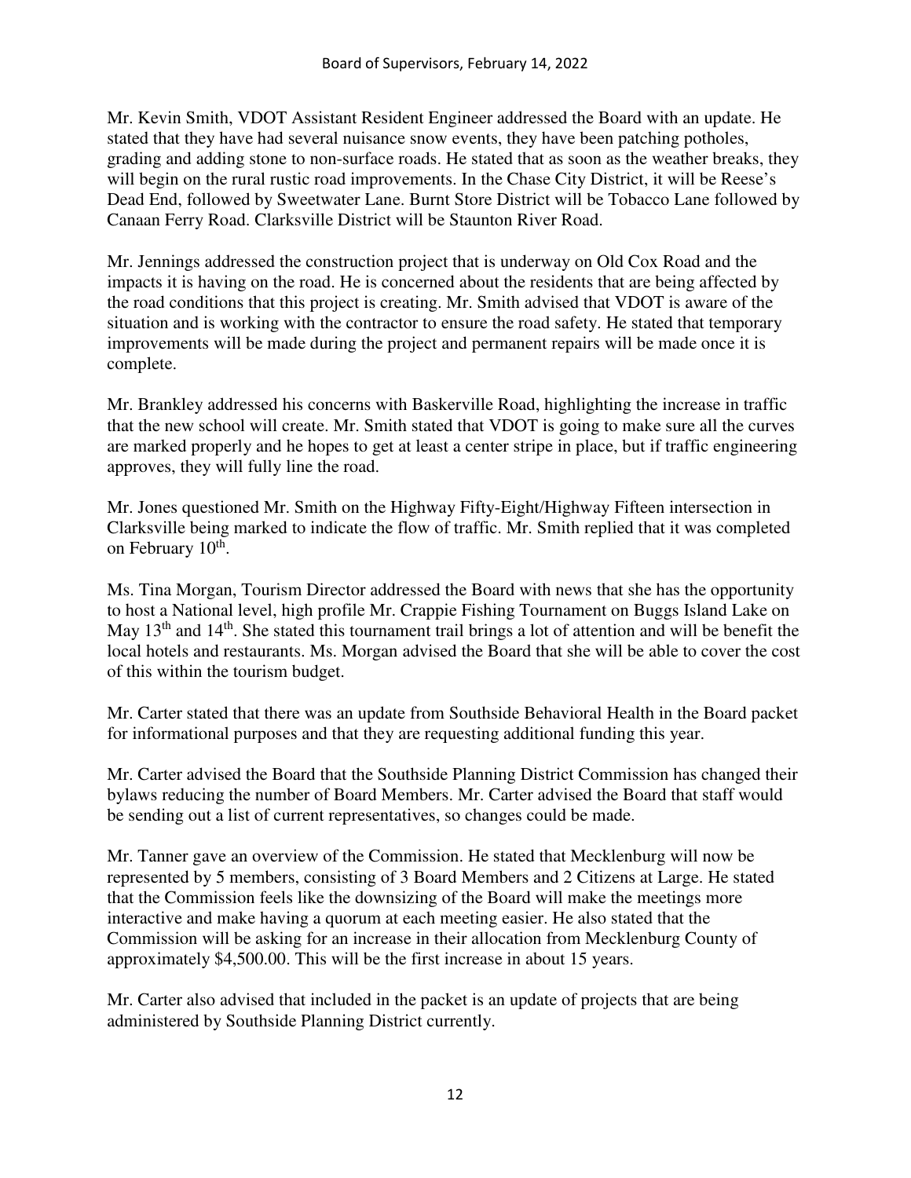Mr. Kevin Smith, VDOT Assistant Resident Engineer addressed the Board with an update. He stated that they have had several nuisance snow events, they have been patching potholes, grading and adding stone to non-surface roads. He stated that as soon as the weather breaks, they will begin on the rural rustic road improvements. In the Chase City District, it will be Reese's Dead End, followed by Sweetwater Lane. Burnt Store District will be Tobacco Lane followed by Canaan Ferry Road. Clarksville District will be Staunton River Road.

Mr. Jennings addressed the construction project that is underway on Old Cox Road and the impacts it is having on the road. He is concerned about the residents that are being affected by the road conditions that this project is creating. Mr. Smith advised that VDOT is aware of the situation and is working with the contractor to ensure the road safety. He stated that temporary improvements will be made during the project and permanent repairs will be made once it is complete.

Mr. Brankley addressed his concerns with Baskerville Road, highlighting the increase in traffic that the new school will create. Mr. Smith stated that VDOT is going to make sure all the curves are marked properly and he hopes to get at least a center stripe in place, but if traffic engineering approves, they will fully line the road.

Mr. Jones questioned Mr. Smith on the Highway Fifty-Eight/Highway Fifteen intersection in Clarksville being marked to indicate the flow of traffic. Mr. Smith replied that it was completed on February 10th.

Ms. Tina Morgan, Tourism Director addressed the Board with news that she has the opportunity to host a National level, high profile Mr. Crappie Fishing Tournament on Buggs Island Lake on May 13th and 14th. She stated this tournament trail brings a lot of attention and will be benefit the local hotels and restaurants. Ms. Morgan advised the Board that she will be able to cover the cost of this within the tourism budget.

Mr. Carter stated that there was an update from Southside Behavioral Health in the Board packet for informational purposes and that they are requesting additional funding this year.

Mr. Carter advised the Board that the Southside Planning District Commission has changed their bylaws reducing the number of Board Members. Mr. Carter advised the Board that staff would be sending out a list of current representatives, so changes could be made.

Mr. Tanner gave an overview of the Commission. He stated that Mecklenburg will now be represented by 5 members, consisting of 3 Board Members and 2 Citizens at Large. He stated that the Commission feels like the downsizing of the Board will make the meetings more interactive and make having a quorum at each meeting easier. He also stated that the Commission will be asking for an increase in their allocation from Mecklenburg County of approximately $4,500.00. This will be the first increase in about 15 years.

Mr. Carter also advised that included in the packet is an update of projects that are being administered by Southside Planning District currently.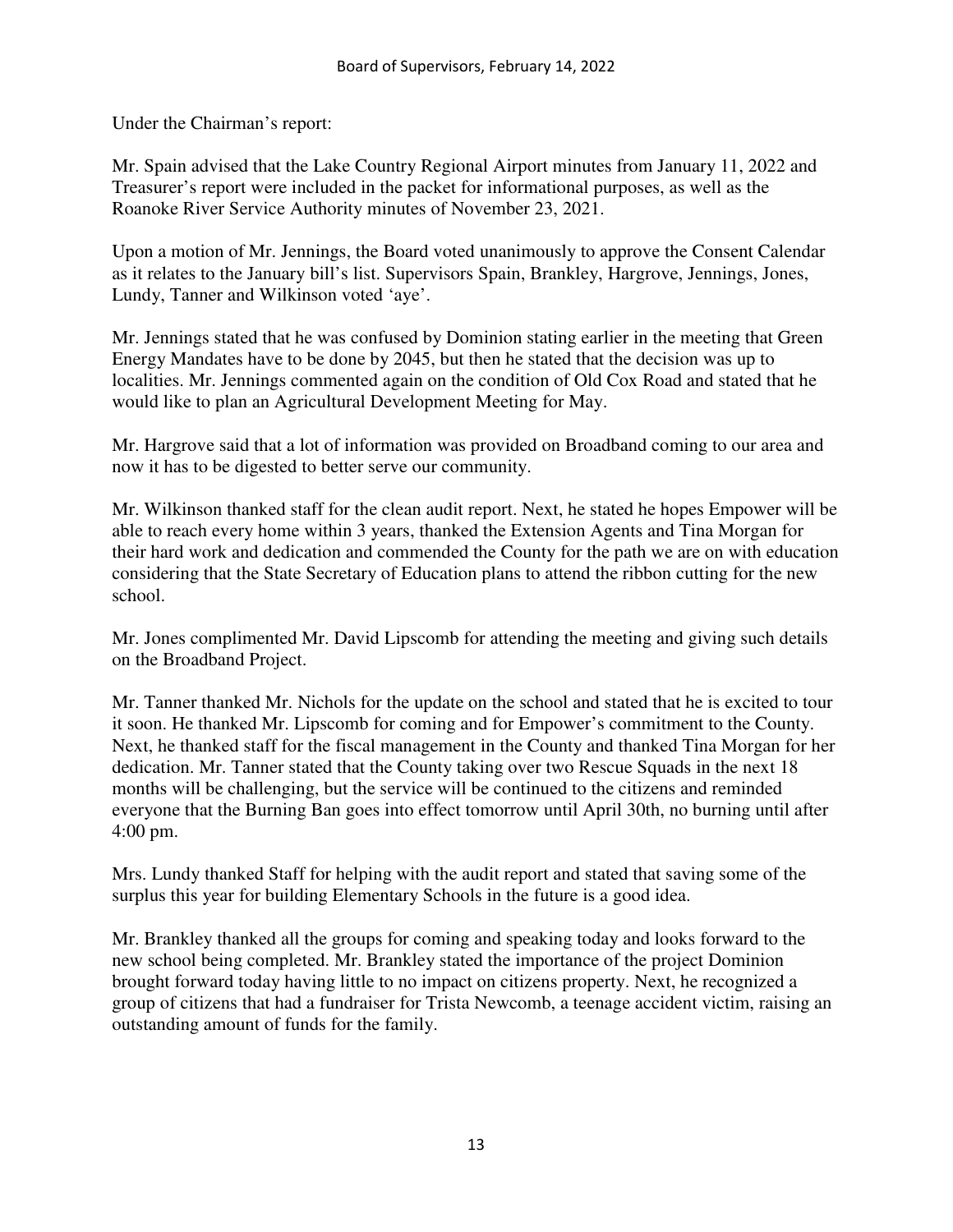Under the Chairman's report:

Mr. Spain advised that the Lake Country Regional Airport minutes from January 11, 2022 and Treasurer's report were included in the packet for informational purposes, as well as the Roanoke River Service Authority minutes of November 23, 2021.

Upon a motion of Mr. Jennings, the Board voted unanimously to approve the Consent Calendar as it relates to the January bill's list. Supervisors Spain, Brankley, Hargrove, Jennings, Jones, Lundy, Tanner and Wilkinson voted 'aye'.

Mr. Jennings stated that he was confused by Dominion stating earlier in the meeting that Green Energy Mandates have to be done by 2045, but then he stated that the decision was up to localities. Mr. Jennings commented again on the condition of Old Cox Road and stated that he would like to plan an Agricultural Development Meeting for May.

Mr. Hargrove said that a lot of information was provided on Broadband coming to our area and now it has to be digested to better serve our community.

Mr. Wilkinson thanked staff for the clean audit report. Next, he stated he hopes Empower will be able to reach every home within 3 years, thanked the Extension Agents and Tina Morgan for their hard work and dedication and commended the County for the path we are on with education considering that the State Secretary of Education plans to attend the ribbon cutting for the new school.

Mr. Jones complimented Mr. David Lipscomb for attending the meeting and giving such details on the Broadband Project.

Mr. Tanner thanked Mr. Nichols for the update on the school and stated that he is excited to tour it soon. He thanked Mr. Lipscomb for coming and for Empower's commitment to the County. Next, he thanked staff for the fiscal management in the County and thanked Tina Morgan for her dedication. Mr. Tanner stated that the County taking over two Rescue Squads in the next 18 months will be challenging, but the service will be continued to the citizens and reminded everyone that the Burning Ban goes into effect tomorrow until April 30th, no burning until after 4:00 pm.

Mrs. Lundy thanked Staff for helping with the audit report and stated that saving some of the surplus this year for building Elementary Schools in the future is a good idea.

Mr. Brankley thanked all the groups for coming and speaking today and looks forward to the new school being completed. Mr. Brankley stated the importance of the project Dominion brought forward today having little to no impact on citizens property. Next, he recognized a group of citizens that had a fundraiser for Trista Newcomb, a teenage accident victim, raising an outstanding amount of funds for the family.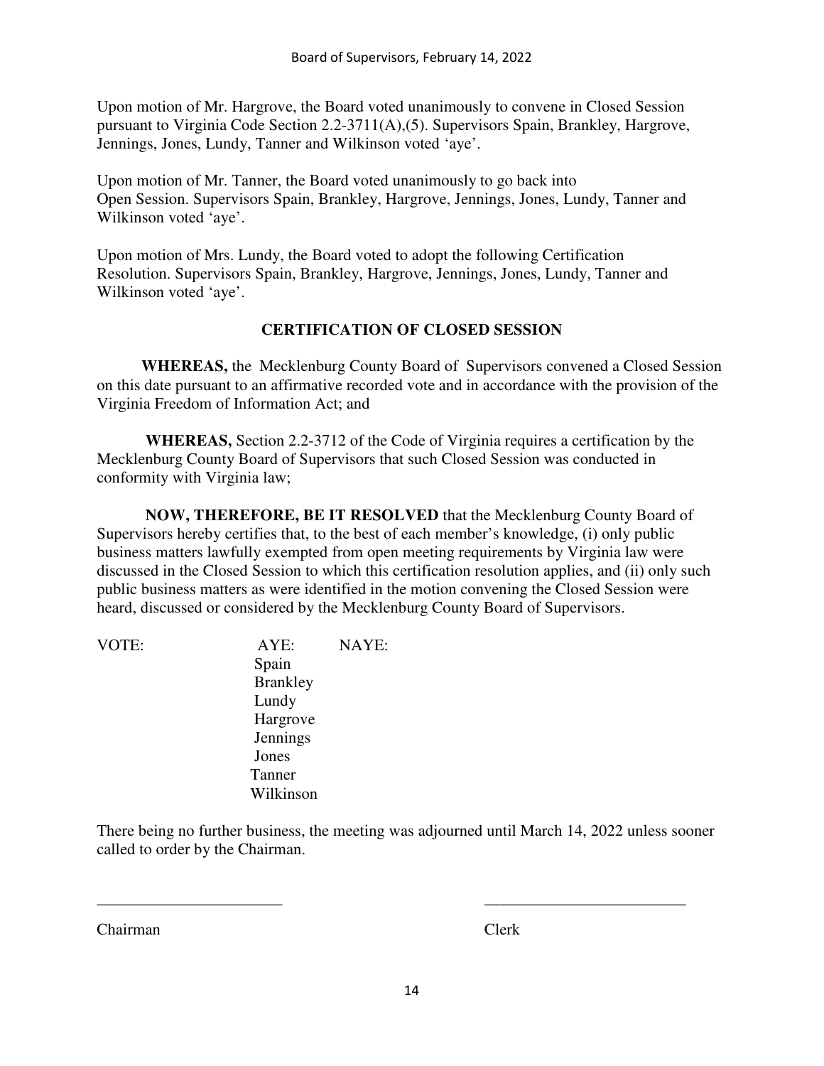Upon motion of Mr. Hargrove, the Board voted unanimously to convene in Closed Session pursuant to Virginia Code Section 2.2-3711(A),(5). Supervisors Spain, Brankley, Hargrove, Jennings, Jones, Lundy, Tanner and Wilkinson voted 'aye'.

Upon motion of Mr. Tanner, the Board voted unanimously to go back into Open Session. Supervisors Spain, Brankley, Hargrove, Jennings, Jones, Lundy, Tanner and Wilkinson voted 'aye'.

Upon motion of Mrs. Lundy, the Board voted to adopt the following Certification Resolution. Supervisors Spain, Brankley, Hargrove, Jennings, Jones, Lundy, Tanner and Wilkinson voted 'aye'.

## CERTIFICATION OF CLOSED SESSION

**WHEREAS,** the Mecklenburg County Board of Supervisors convened a Closed Session on this date pursuant to an affirmative recorded vote and in accordance with the provision of the Virginia Freedom of Information Act; and

**WHEREAS,** Section 2.2-3712 of the Code of Virginia requires a certification by the Mecklenburg County Board of Supervisors that such Closed Session was conducted in conformity with Virginia law;

**NOW, THEREFORE, BE IT RESOLVED** that the Mecklenburg County Board of Supervisors hereby certifies that, to the best of each member's knowledge, (i) only public business matters lawfully exempted from open meeting requirements by Virginia law were discussed in the Closed Session to which this certification resolution applies, and (ii) only such public business matters as were identified in the motion convening the Closed Session were heard, discussed or considered by the Mecklenburg County Board of Supervisors.

| VOTE: | AYE: | NAYE: |
|---|---|---|
| | Spain | |
| | Brankley | |
| | Lundy | |
| | Hargrove | |
| | Jennings | |
| | Jones | |
| | Tanner | |
| | Wilkinson | |

There being no further business, the meeting was adjourned until March 14, 2022 unless sooner called to order by the Chairman.

\_\_\_\_\_\_\_\_\_\_\_\_\_\_\_\_\_\_\_\_\_\_\_ \_\_\_\_\_\_\_\_\_\_\_\_\_\_\_\_\_\_\_\_\_\_\_\_\_

Chairman Clerk